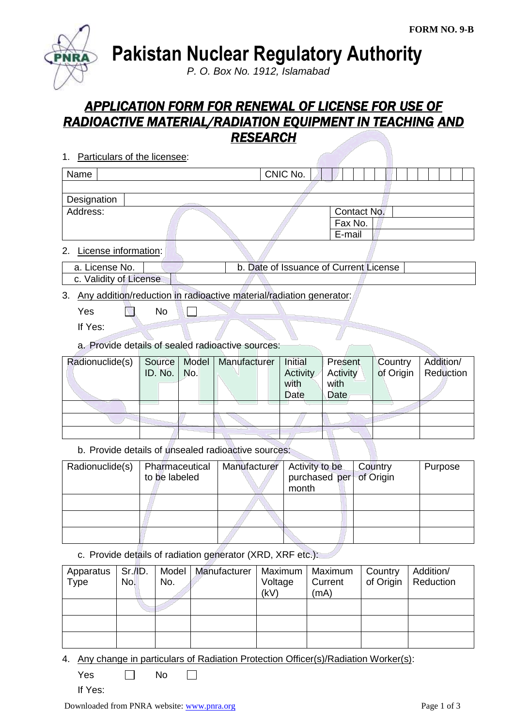FORM NO. 9-B

# Pakistan Nuclear Regulatory Authority

*P. O. Box No. 1912, Islamabad*

## ***APPLICATION FORM FOR RENEWAL OF LICENSE FOR USE OF RADIOACTIVE MATERIAL/RADIATION EQUIPMENT IN TEACHING AND RESEARCH***

1. Particulars of the licensee:

| Name | | CNIC No. | |
|---|---|---|---|
| | | | |
| Designation | | | |
| Address: | | Contact No. | |
| | | Fax No. | |
| | | E-mail | |

2. License information:

| a. License No. | | b. Date of Issuance of Current License | |
|---|---|---|---|
| c. Validity of License | | | |

3. Any addition/reduction in radioactive material/radiation generator:

   Yes ☐ No ☐

   If Yes:

   a. Provide details of sealed radioactive sources:

| Radionuclide(s) | Source ID. No. | Model No. | Manufacturer | Initial Activity with Date | Present Activity with Date | Country of Origin | Addition/ Reduction |
|---|---|---|---|---|---|---|---|
| | | | | | | | |
| | | | | | | | |
| | | | | | | | |

   b. Provide details of unsealed radioactive sources:

| Radionuclide(s) | Pharmaceutical to be labeled | Manufacturer | Activity to be purchased per month | Country of Origin | Purpose |
|---|---|---|---|---|---|
| | | | | | |
| | | | | | |
| | | | | | |

   c. Provide details of radiation generator (XRD, XRF etc.):

| Apparatus Type | Sr./ID. No. | Model No. | Manufacturer | Maximum Voltage (kV) | Maximum Current (mA) | Country of Origin | Addition/ Reduction |
|---|---|---|---|---|---|---|---|
| | | | | | | | |
| | | | | | | | |
| | | | | | | | |

4. Any change in particulars of Radiation Protection Officer(s)/Radiation Worker(s):

   Yes ☐ No ☐

   If Yes: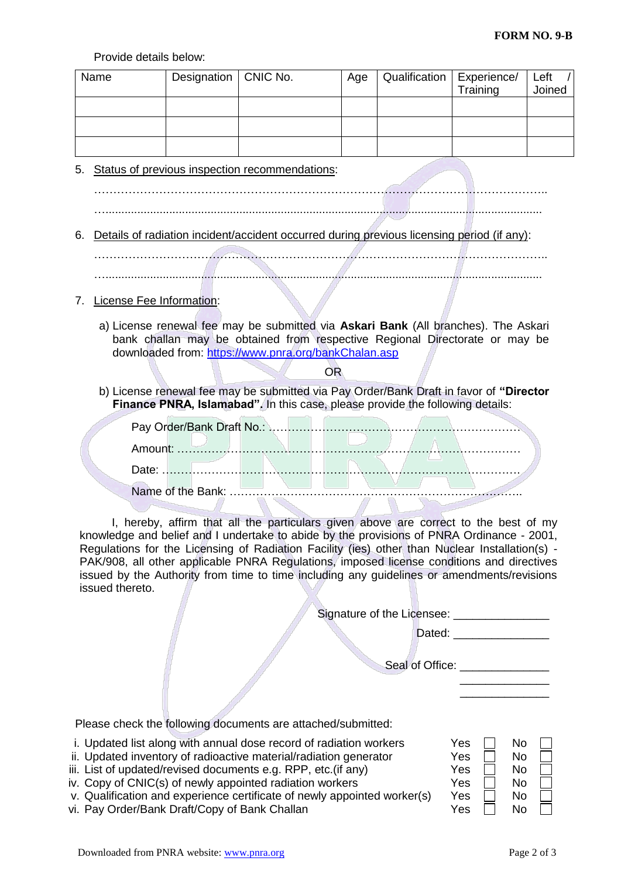Provide details below:

| Name | Designation | CNIC No. | Age | Qualification | Experience/ Training | Left / Joined |
|---|---|---|---|---|---|---|
| | | | | | | |
| | | | | | | |
| | | | | | | |

5. Status of previous inspection recommendations:

   ……………………………………………………………………………………………………..

   ……...................................................................................................................................

6. Details of radiation incident/accident occurred during previous licensing period (if any):

   ……………………………………………………………………………………………………..

   ……...................................................................................................................................

7. License Fee Information:

   a) License renewal fee may be submitted via **Askari Bank** (All branches). The Askari bank challan may be obtained from respective Regional Directorate or may be downloaded from: https://www.pnra.org/bankChalan.asp

   OR

   b) License renewal fee may be submitted via Pay Order/Bank Draft in favor of **"Director Finance PNRA, Islamabad".** In this case, please provide the following details:

   Pay Order/Bank Draft No.: ………………………………………………………………

   Amount: ……………………………………………………………………………………

   Date: ………………………………………………………………………………………

   Name of the Bank: ………………………………………………………………………..

I, hereby, affirm that all the particulars given above are correct to the best of my knowledge and belief and I undertake to abide by the provisions of PNRA Ordinance - 2001, Regulations for the Licensing of Radiation Facility (ies) other than Nuclear Installation(s) - PAK/908, all other applicable PNRA Regulations, imposed license conditions and directives issued by the Authority from time to time including any guidelines or amendments/revisions issued thereto.

Signature of the Licensee: _______________

Dated: _______________

Seal of Office: ______________
______________
______________

Please check the following documents are attached/submitted:

| | | |
|---|---|---|
| i. Updated list along with annual dose record of radiation workers | Yes ☐ | No ☐ |
| ii. Updated inventory of radioactive material/radiation generator | Yes ☐ | No ☐ |
| iii. List of updated/revised documents e.g. RPP, etc.(if any) | Yes ☐ | No ☐ |
| iv. Copy of CNIC(s) of newly appointed radiation workers | Yes ☐ | No ☐ |
| v. Qualification and experience certificate of newly appointed worker(s) | Yes ☐ | No ☐ |
| vi. Pay Order/Bank Draft/Copy of Bank Challan | Yes ☐ | No ☐ |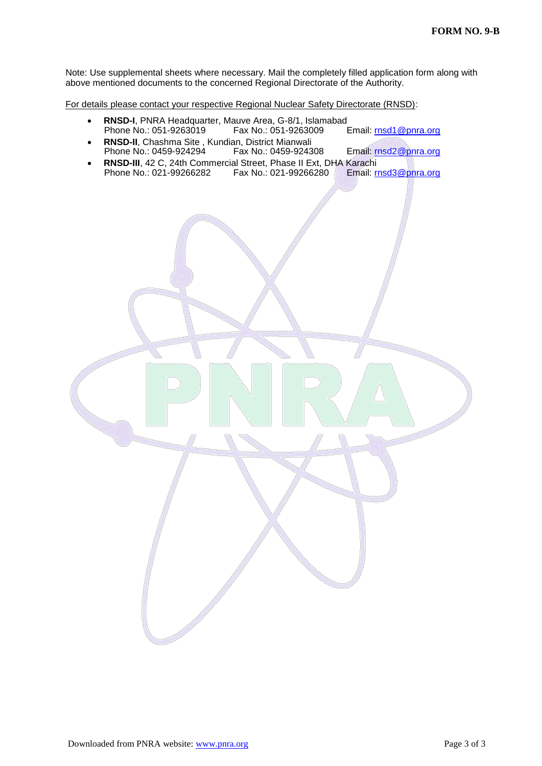**FORM NO. 9-B**

Note: Use supplemental sheets where necessary. Mail the completely filled application form along with above mentioned documents to the concerned Regional Directorate of the Authority.

For details please contact your respective Regional Nuclear Safety Directorate (RNSD):

- **RNSD-I**, PNRA Headquarter, Mauve Area, G-8/1, Islamabad
  Phone No.: 051-9263019 Fax No.: 051-9263009 Email: rnsd1@pnra.org
- **RNSD-II**, Chashma Site , Kundian, District Mianwali
  Phone No.: 0459-924294 Fax No.: 0459-924308 Email: rnsd2@pnra.org
- **RNSD-III**, 42 C, 24th Commercial Street, Phase II Ext, DHA Karachi
  Phone No.: 021-99266282 Fax No.: 021-99266280 Email: rnsd3@pnra.org

Downloaded from PNRA website: www.pnra.org